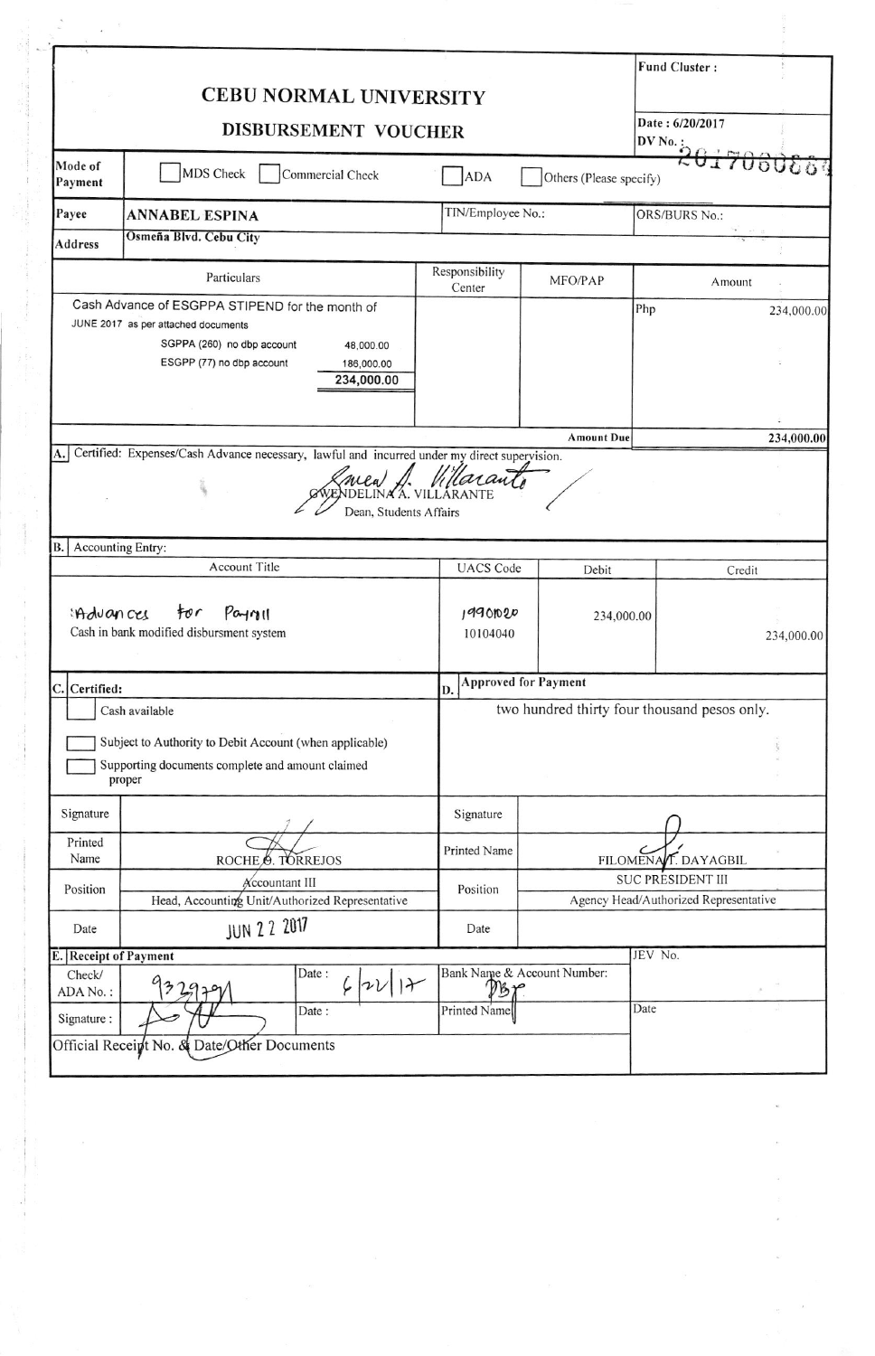# CEBU NORMAL UNIVERSITY

## DISBURSEMENT VOUCHER

Fund Cluster :

Date : 6/20/2017

DV No. : 2017080869

| Mode of Payment | ☐ MDS Check ☐ Commercial Check | ☐ ADA | ☐ Others (Please specify) |
|---|---|---|---|
| **Payee** | **ANNABEL ESPINA** | TIN/Employee No.: | ORS/BURS No.: |
| **Address** | Osmeña Blvd. Cebu City | | |

| Particulars | Responsibility Center | MFO/PAP | Amount |
|---|---|---|---|
| Cash Advance of ESGPPA STIPEND for the month of JUNE 2017 as per attached documents<br>SGPPA (260) no dbp account 48,000.00<br>ESGPP (77) no dbp account 186,000.00<br>234,000.00 | | | Php 234,000.00 |
| | | **Amount Due** | **234,000.00** |

**A.** Certified: Expenses/Cash Advance necessary, lawful and incurred under my direct supervision.

GWENDELINA A. VILLARANTE
Dean, Students Affairs

**B.** Accounting Entry:

| Account Title | UACS Code | Debit | Credit |
|---|---|---|---|
| Advances for Payroll | 19901020 | 234,000.00 | |
| Cash in bank modified disbursment system | 10104040 | | 234,000.00 |

| **C. Certified:** | | **D. Approved for Payment** | |
|---|---|---|---|
| ☐ Cash available<br>☐ Subject to Authority to Debit Account (when applicable)<br>☐ Supporting documents complete and amount claimed proper | | two hundred thirty four thousand pesos only. | |
| Signature | | Signature | |
| Printed Name | ROCHE O. TORREJOS | Printed Name | FILOMENA T. DAYAGBIL |
| Position | Accountant III<br>Head, Accounting Unit/Authorized Representative | Position | SUC PRESIDENT III<br>Agency Head/Authorized Representative |
| Date | JUN 22 2017 | Date | |

| **E. Receipt of Payment** | | | | JEV No. |
|---|---|---|---|---|
| Check/ADA No.: | 9329791 | Date : 6/22/17 | Bank Name & Account Number: DBP | |
| Signature : | | Date : | Printed Name | Date |
| Official Receipt No. & Date/Other Documents | | | | |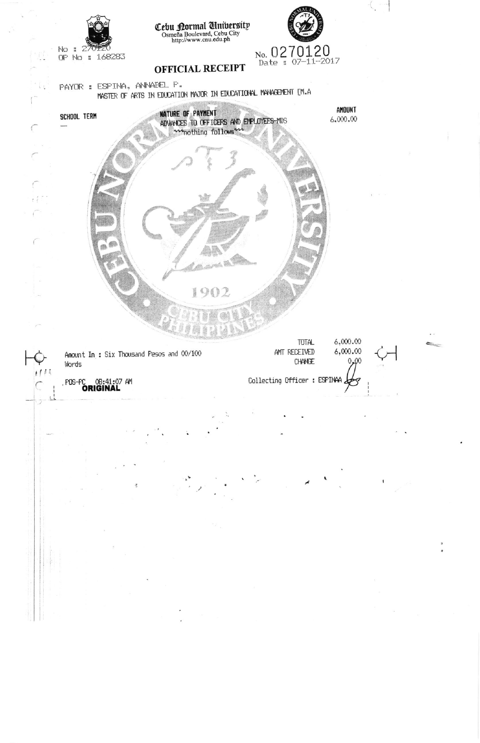**Cebu Normal University**
Osmeña Boulevard, Cebu City
http://www.cnu.edu.ph

No : 270120
OP No : 168283

No. 0270120
Date : 07-11-2017

# OFFICIAL RECEIPT

PAYOR : ESPINA, ANNABEL P.
MASTER OF ARTS IN EDUCATION MAJOR IN EDUCATIONAL MANAGEMENT [M.A

| SCHOOL TERM | NATURE OF PAYMENT | AMOUNT |
|---|---|---|
| — | ADVANCES TO OFFICERS AND EMPLOYEES-MDS | 6,000.00 |
| | ***nothing follows*** | |

| | |
|---|---|
| TOTAL | 6,000.00 |
| AMT RECEIVED | 6,000.00 |
| CHANGE | 0.00 |

Amount In Words : Six Thousand Pesos and 00/100

Collecting Officer : ESPINAA

POS-FC 08:41:07 AM
**ORIGINAL**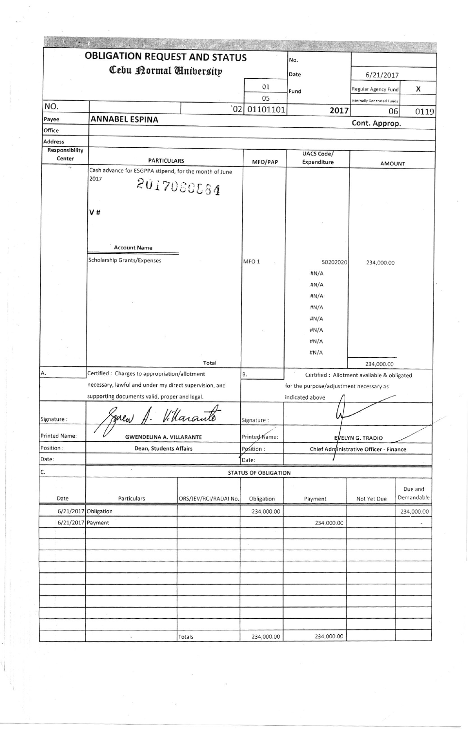# OBLIGATION REQUEST AND STATUS

## Cebu Normal University

| | | | | |
|---|---|---|---|---|
| No. | | | | |
| Date | 6/21/2017 | | | |
| | 01 | Fund | Regular Agency Fund | X |
| | 05 | | Internally Generated Funds | |
| NO. | `02 | 01101101 | 2017 | 06 0119 |

| | |
|---|---|
| Payee | ANNABEL ESPINA — Cont. Approp. |
| Office | |
| Address | |

| Responsibility Center | PARTICULARS | MFO/PAP | UACS Code/ Expenditure | AMOUNT |
|---|---|---|---|---|
| | Cash advance for ESGPPA stipend, for the month of June 2017 | | | |
| | 2017060584 | | | |
| | V # | | | |
| | **Account Name** | | | |
| | Scholarship Grants/Expenses | MFO 1 | 50202020 | 234,000.00 |
| | | | #N/A | |
| | | | #N/A | |
| | | | #N/A | |
| | | | #N/A | |
| | | | #N/A | |
| | | | #N/A | |
| | | | #N/A | |
| | | | #N/A | |
| | Total | | | 234,000.00 |

| | | | |
|---|---|---|---|
| A. | Certified : Charges to appropriation/allotment necessary, lawful and under my direct supervision, and supporting documents valid, proper and legal. | B. | Certified : Allotment available & obligated for the purpose/adjustment necessary as indicated above |
| Signature : | *(signed)* | Signature : | *(signed)* |
| Printed Name: | GWENDELINA A. VILLARANTE | Printed Name: | EVELYN G. TRADIO |
| Position : | Dean, Students Affairs | Position : | Chief Administrative Officer - Finance |
| Date: | | Date: | |

C. STATUS OF OBLIGATION

| Date | Particulars | ORS/JEV/RCI/RADAI No. | Obligation | Payment | Not Yet Due | Due and Demandable |
|---|---|---|---|---|---|---|
| 6/21/2017 | Obligation | | 234,000.00 | | | 234,000.00 |
| 6/21/2017 | Payment | | | 234,000.00 | | - |
| | | Totals | 234,000.00 | 234,000.00 | | |